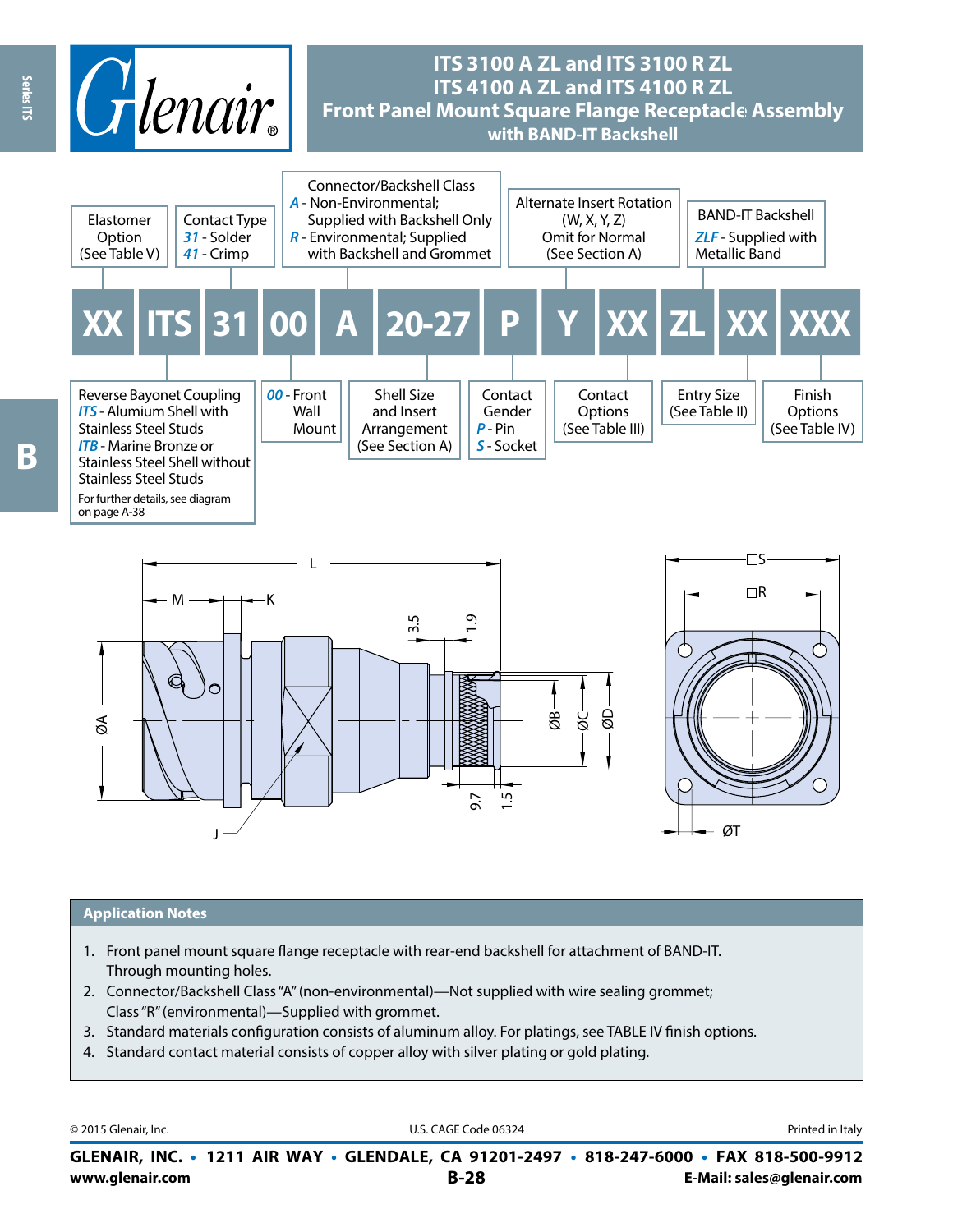# ITS 3100 A ZL and ITS 3100 R ZL
# ITS 4100 A ZL and ITS 4100 R ZL
# Front Panel Mount Square Flange Receptacle Assembly with BAND-IT Backshell

## Part Number Example

**XX ITS 31 00 A 20-27 P Y XX ZL XX XXX**

| Field | Description |
|---|---|
| XX | Elastomer Option (See Table V) |
| ITS | Reverse Bayonet Coupling<br>*ITS* - Alumium Shell with Stainless Steel Studs<br>*ITB* - Marine Bronze or Stainless Steel Shell without Stainless Steel Studs<br>For further details, see diagram on page A-38 |
| 31 | Contact Type<br>*31* - Solder<br>*41* - Crimp |
| 00 | *00* - Front Wall Mount |
| A | Connector/Backshell Class<br>*A* - Non-Environmental; Supplied with Backshell Only<br>*R* - Environmental; Supplied with Backshell and Grommet |
| 20-27 | Shell Size and Insert Arrangement (See Section A) |
| P | Contact Gender<br>*P* - Pin<br>*S* - Socket |
| Y | Alternate Insert Rotation (W, X, Y, Z)<br>Omit for Normal (See Section A) |
| XX | Contact Options (See Table III) |
| ZL | BAND-IT Backshell<br>*ZLF* - Supplied with Metallic Band |
| XX | Entry Size (See Table II) |
| XXX | Finish Options (See Table IV) |

Dimensions: L, M, K, J, ØA, ØB, ØC, ØD, □S, □R, ØT, 3.5, 1.9, 9.7, 1.5

## Application Notes

1. Front panel mount square flange receptacle with rear-end backshell for attachment of BAND-IT. Through mounting holes.
2. Connector/Backshell Class "A" (non-environmental)—Not supplied with wire sealing grommet; Class "R" (environmental)—Supplied with grommet.
3. Standard materials configuration consists of aluminum alloy. For platings, see TABLE IV finish options.
4. Standard contact material consists of copper alloy with silver plating or gold plating.

© 2015 Glenair, Inc. U.S. CAGE Code 06324 Printed in Italy

**GLENAIR, INC. • 1211 AIR WAY • GLENDALE, CA 91201-2497 • 818-247-6000 • FAX 818-500-9912**
**www.glenair.com** **E-Mail: sales@glenair.com**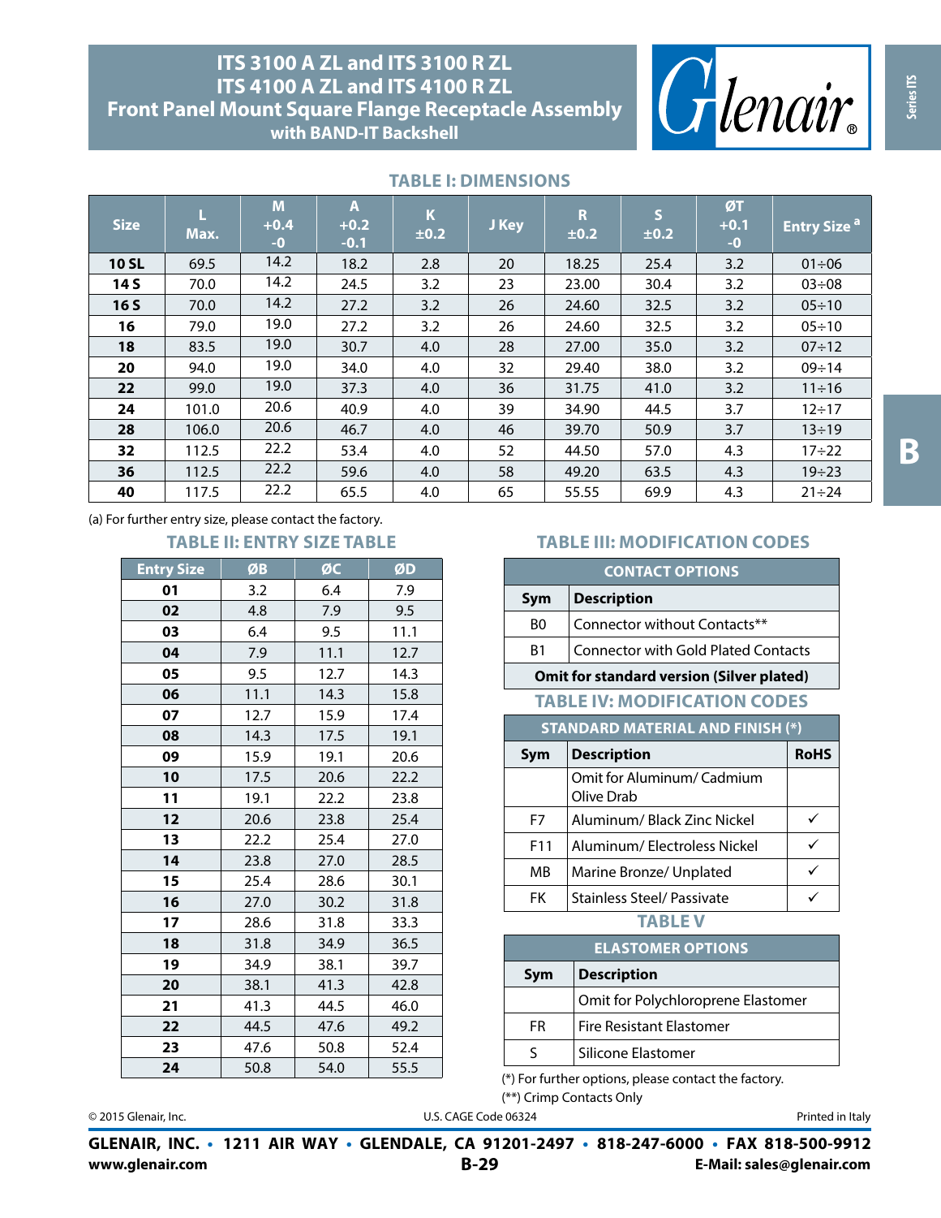# ITS 3100 A ZL and ITS 3100 R ZL
# ITS 4100 A ZL and ITS 4100 R ZL
# Front Panel Mount Square Flange Receptacle Assembly with BAND-IT Backshell

## TABLE I: DIMENSIONS

| Size | L Max. | M +0.4 -0 | A +0.2 -0.1 | K ±0.2 | J Key | R ±0.2 | S ±0.2 | ØT +0.1 -0 | Entry Size [a] |
|---|---|---|---|---|---|---|---|---|---|
| **10 SL** | 69.5 | 14.2 | 18.2 | 2.8 | 20 | 18.25 | 25.4 | 3.2 | 01÷06 |
| **14 S** | 70.0 | 14.2 | 24.5 | 3.2 | 23 | 23.00 | 30.4 | 3.2 | 03÷08 |
| **16 S** | 70.0 | 14.2 | 27.2 | 3.2 | 26 | 24.60 | 32.5 | 3.2 | 05÷10 |
| **16** | 79.0 | 19.0 | 27.2 | 3.2 | 26 | 24.60 | 32.5 | 3.2 | 05÷10 |
| **18** | 83.5 | 19.0 | 30.7 | 4.0 | 28 | 27.00 | 35.0 | 3.2 | 07÷12 |
| **20** | 94.0 | 19.0 | 34.0 | 4.0 | 32 | 29.40 | 38.0 | 3.2 | 09÷14 |
| **22** | 99.0 | 19.0 | 37.3 | 4.0 | 36 | 31.75 | 41.0 | 3.2 | 11÷16 |
| **24** | 101.0 | 20.6 | 40.9 | 4.0 | 39 | 34.90 | 44.5 | 3.7 | 12÷17 |
| **28** | 106.0 | 20.6 | 46.7 | 4.0 | 46 | 39.70 | 50.9 | 3.7 | 13÷19 |
| **32** | 112.5 | 22.2 | 53.4 | 4.0 | 52 | 44.50 | 57.0 | 4.3 | 17÷22 |
| **36** | 112.5 | 22.2 | 59.6 | 4.0 | 58 | 49.20 | 63.5 | 4.3 | 19÷23 |
| **40** | 117.5 | 22.2 | 65.5 | 4.0 | 65 | 55.55 | 69.9 | 4.3 | 21÷24 |

(a) For further entry size, please contact the factory.

## TABLE II: ENTRY SIZE TABLE

| Entry Size | ØB | ØC | ØD |
|---|---|---|---|
| **01** | 3.2 | 6.4 | 7.9 |
| **02** | 4.8 | 7.9 | 9.5 |
| **03** | 6.4 | 9.5 | 11.1 |
| **04** | 7.9 | 11.1 | 12.7 |
| **05** | 9.5 | 12.7 | 14.3 |
| **06** | 11.1 | 14.3 | 15.8 |
| **07** | 12.7 | 15.9 | 17.4 |
| **08** | 14.3 | 17.5 | 19.1 |
| **09** | 15.9 | 19.1 | 20.6 |
| **10** | 17.5 | 20.6 | 22.2 |
| **11** | 19.1 | 22.2 | 23.8 |
| **12** | 20.6 | 23.8 | 25.4 |
| **13** | 22.2 | 25.4 | 27.0 |
| **14** | 23.8 | 27.0 | 28.5 |
| **15** | 25.4 | 28.6 | 30.1 |
| **16** | 27.0 | 30.2 | 31.8 |
| **17** | 28.6 | 31.8 | 33.3 |
| **18** | 31.8 | 34.9 | 36.5 |
| **19** | 34.9 | 38.1 | 39.7 |
| **20** | 38.1 | 41.3 | 42.8 |
| **21** | 41.3 | 44.5 | 46.0 |
| **22** | 44.5 | 47.6 | 49.2 |
| **23** | 47.6 | 50.8 | 52.4 |
| **24** | 50.8 | 54.0 | 55.5 |

## TABLE III: MODIFICATION CODES

| CONTACT OPTIONS | |
|---|---|
| **Sym** | **Description** |
| B0 | Connector without Contacts** |
| B1 | Connector with Gold Plated Contacts |
| **Omit for standard version (Silver plated)** | |

## TABLE IV: MODIFICATION CODES

| STANDARD MATERIAL AND FINISH (*) | | |
|---|---|---|
| **Sym** | **Description** | **RoHS** |
| | Omit for Aluminum/ Cadmium Olive Drab | |
| F7 | Aluminum/ Black Zinc Nickel | ✓ |
| F11 | Aluminum/ Electroless Nickel | ✓ |
| MB | Marine Bronze/ Unplated | ✓ |
| FK | Stainless Steel/ Passivate | ✓ |

## TABLE V

| ELASTOMER OPTIONS | |
|---|---|
| **Sym** | **Description** |
| | Omit for Polychloroprene Elastomer |
| FR | Fire Resistant Elastomer |
| S | Silicone Elastomer |

(*) For further options, please contact the factory.
(**) Crimp Contacts Only

© 2015 Glenair, Inc. U.S. CAGE Code 06324 Printed in Italy

**GLENAIR, INC. • 1211 AIR WAY • GLENDALE, CA 91201-2497 • 818-247-6000 • FAX 818-500-9912**
**www.glenair.com** **E-Mail: sales@glenair.com**